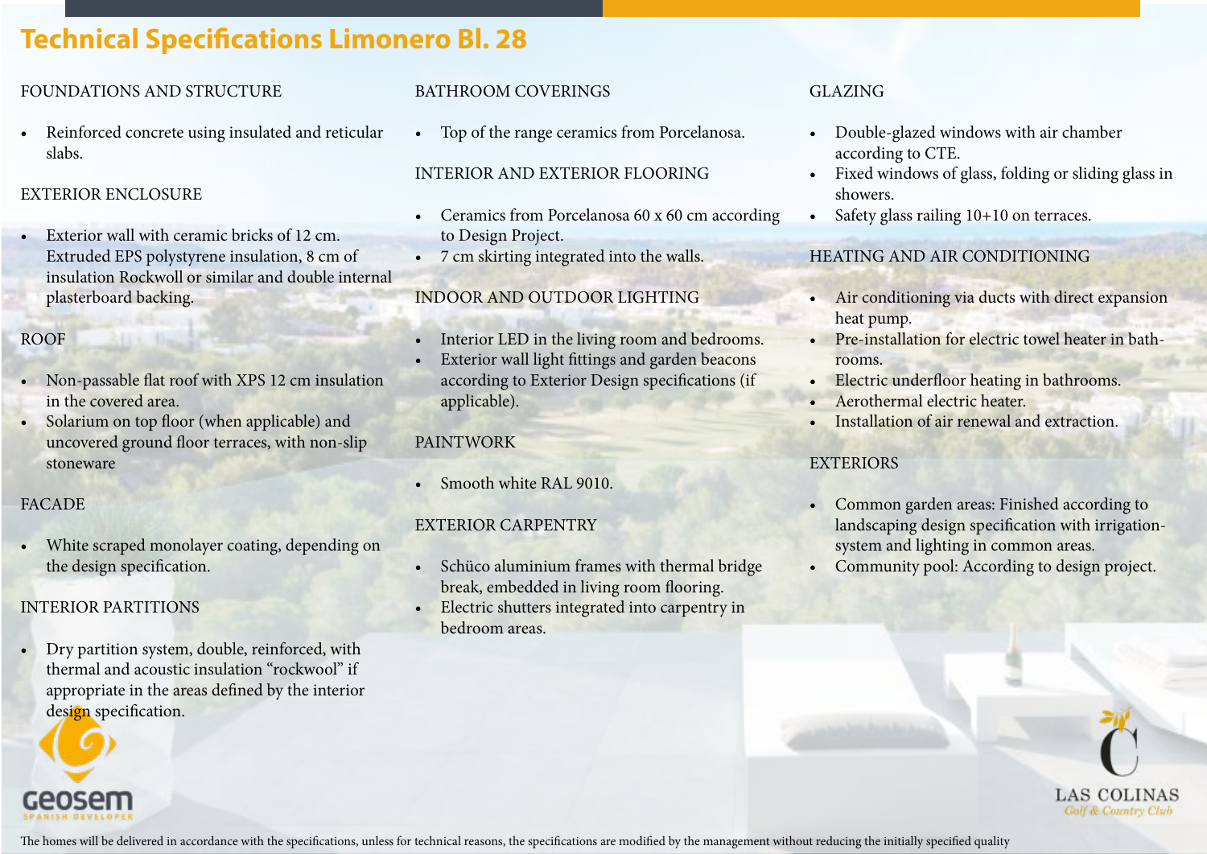# Technical Specifications Limonero Bl. 28

## FOUNDATIONS AND STRUCTURE

- Reinforced concrete using insulated and reticular slabs.

## EXTERIOR ENCLOSURE

- Exterior wall with ceramic bricks of 12 cm. Extruded EPS polystyrene insulation, 8 cm of insulation Rockwoll or similar and double internal plasterboard backing.

## ROOF

- Non-passable flat roof with XPS 12 cm insulation in the covered area.
- Solarium on top floor (when applicable) and uncovered ground floor terraces, with non-slip stoneware

## FACADE

- White scraped monolayer coating, depending on the design specification.

## INTERIOR PARTITIONS

- Dry partition system, double, reinforced, with thermal and acoustic insulation “rockwool” if appropriate in the areas defined by the interior design specification.

## BATHROOM COVERINGS

- Top of the range ceramics from Porcelanosa.

## INTERIOR AND EXTERIOR FLOORING

- Ceramics from Porcelanosa 60 x 60 cm according to Design Project.
- 7 cm skirting integrated into the walls.

## INDOOR AND OUTDOOR LIGHTING

- Interior LED in the living room and bedrooms.
- Exterior wall light fittings and garden beacons according to Exterior Design specifications (if applicable).

## PAINTWORK

- Smooth white RAL 9010.

## EXTERIOR CARPENTRY

- Schüco aluminium frames with thermal bridge break, embedded in living room flooring.
- Electric shutters integrated into carpentry in bedroom areas.

## GLAZING

- Double-glazed windows with air chamber according to CTE.
- Fixed windows of glass, folding or sliding glass in showers.
- Safety glass railing 10+10 on terraces.

## HEATING AND AIR CONDITIONING

- Air conditioning via ducts with direct expansion heat pump.
- Pre-installation for electric towel heater in bathrooms.
- Electric underfloor heating in bathrooms.
- Aerothermal electric heater.
- Installation of air renewal and extraction.

## EXTERIORS

- Common garden areas: Finished according to landscaping design specification with irrigation-system and lighting in common areas.
- Community pool: According to design project.

geosem SPANISH DEVELOPER

LAS COLINAS Golf & Country Club

The homes will be delivered in accordance with the specifications, unless for technical reasons, the specifications are modified by the management without reducing the initially specified quality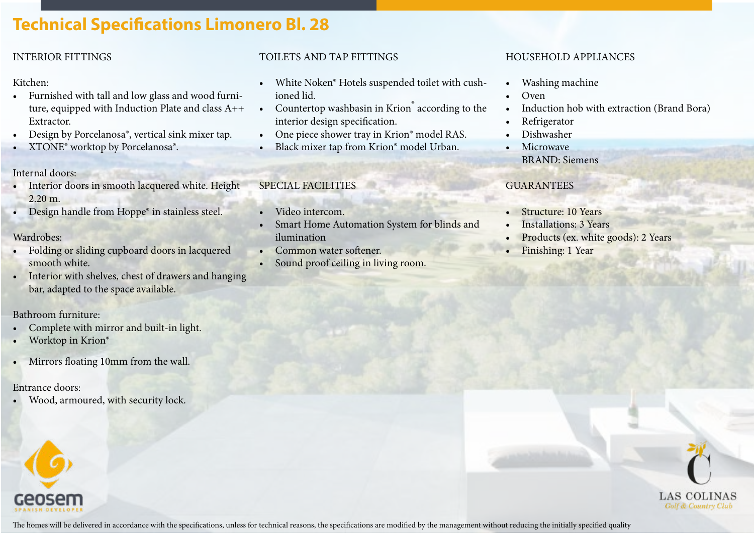# Technical Specifications Limonero Bl. 28

## INTERIOR FITTINGS

Kitchen:

- Furnished with tall and low glass and wood furniture, equipped with Induction Plate and class A++ Extractor.
- Design by Porcelanosa®, vertical sink mixer tap.
- XTONE® worktop by Porcelanosa®.

Internal doors:

- Interior doors in smooth lacquered white. Height 2.20 m.
- Design handle from Hoppe® in stainless steel.

Wardrobes:

- Folding or sliding cupboard doors in lacquered smooth white.
- Interior with shelves, chest of drawers and hanging bar, adapted to the space available.

Bathroom furniture:

- Complete with mirror and built-in light.
- Worktop in Krion®
- Mirrors floating 10mm from the wall.

Entrance doors:

- Wood, armoured, with security lock.

## TOILETS AND TAP FITTINGS

- White Noken® Hotels suspended toilet with cushioned lid.
- Countertop washbasin in Krion® according to the interior design specification.
- One piece shower tray in Krion® model RAS.
- Black mixer tap from Krion® model Urban.

## SPECIAL FACILITIES

- Video intercom.
- Smart Home Automation System for blinds and ilumination
- Common water softener.
- Sound proof ceiling in living room.

## HOUSEHOLD APPLIANCES

- Washing machine
- Oven
- Induction hob with extraction (Brand Bora)
- Refrigerator
- Dishwasher
- Microwave
  BRAND: Siemens

## GUARANTEES

- Structure: 10 Years
- Installations: 3 Years
- Products (ex. white goods): 2 Years
- Finishing: 1 Year

geosem SPANISH DEVELOPER

LAS COLINAS Golf & Country Club

The homes will be delivered in accordance with the specifications, unless for technical reasons, the specifications are modified by the management without reducing the initially specified quality